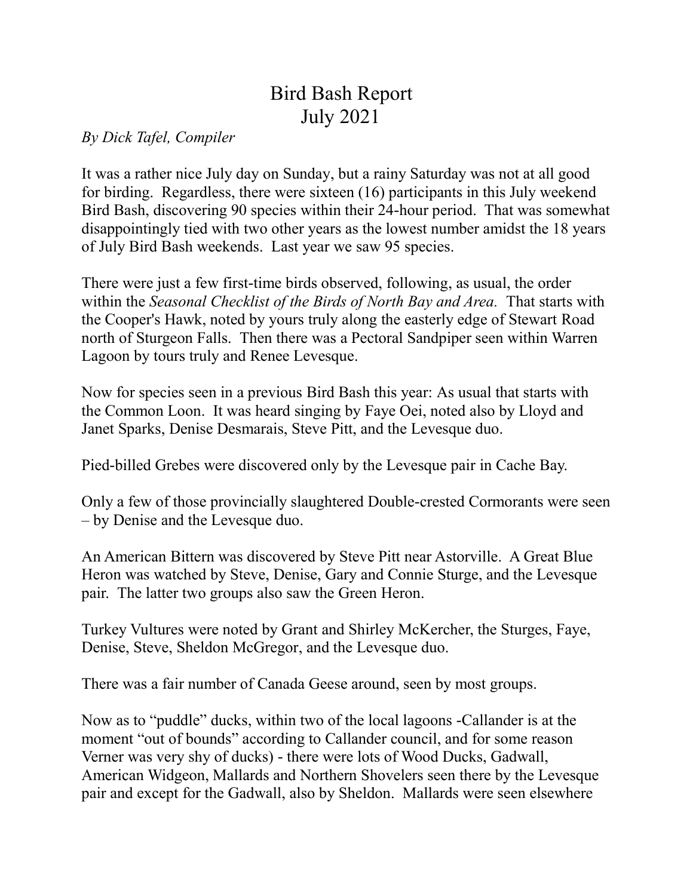# Bird Bash Report
# July 2021

*By Dick Tafel, Compiler*

It was a rather nice July day on Sunday, but a rainy Saturday was not at all good for birding. Regardless, there were sixteen (16) participants in this July weekend Bird Bash, discovering 90 species within their 24-hour period. That was somewhat disappointingly tied with two other years as the lowest number amidst the 18 years of July Bird Bash weekends. Last year we saw 95 species.

There were just a few first-time birds observed, following, as usual, the order within the *Seasonal Checklist of the Birds of North Bay and Area*. That starts with the Cooper's Hawk, noted by yours truly along the easterly edge of Stewart Road north of Sturgeon Falls. Then there was a Pectoral Sandpiper seen within Warren Lagoon by tours truly and Renee Levesque.

Now for species seen in a previous Bird Bash this year: As usual that starts with the Common Loon. It was heard singing by Faye Oei, noted also by Lloyd and Janet Sparks, Denise Desmarais, Steve Pitt, and the Levesque duo.

Pied-billed Grebes were discovered only by the Levesque pair in Cache Bay.

Only a few of those provincially slaughtered Double-crested Cormorants were seen – by Denise and the Levesque duo.

An American Bittern was discovered by Steve Pitt near Astorville. A Great Blue Heron was watched by Steve, Denise, Gary and Connie Sturge, and the Levesque pair. The latter two groups also saw the Green Heron.

Turkey Vultures were noted by Grant and Shirley McKercher, the Sturges, Faye, Denise, Steve, Sheldon McGregor, and the Levesque duo.

There was a fair number of Canada Geese around, seen by most groups.

Now as to "puddle" ducks, within two of the local lagoons -Callander is at the moment "out of bounds" according to Callander council, and for some reason Verner was very shy of ducks) - there were lots of Wood Ducks, Gadwall, American Widgeon, Mallards and Northern Shovelers seen there by the Levesque pair and except for the Gadwall, also by Sheldon. Mallards were seen elsewhere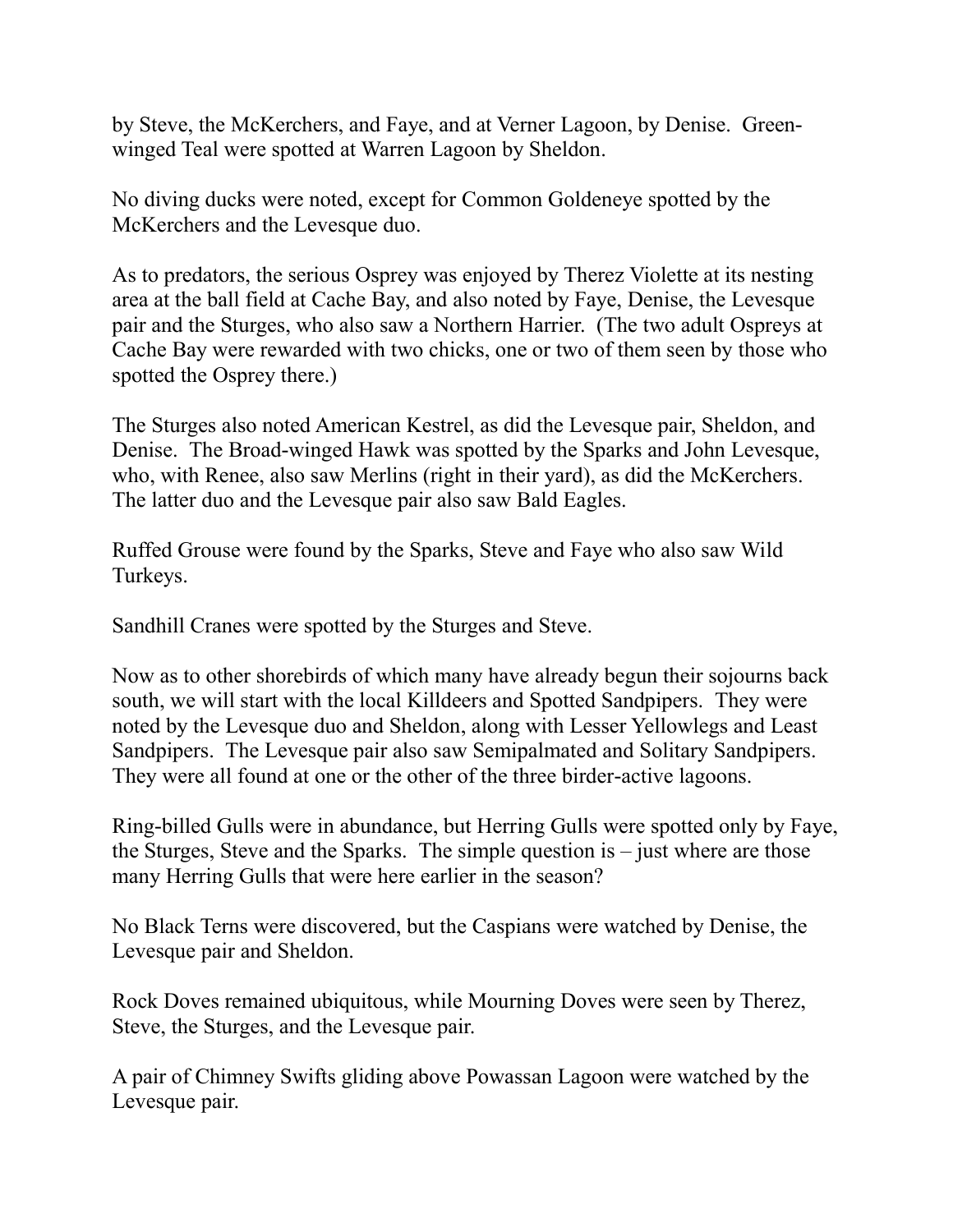by Steve, the McKerchers, and Faye, and at Verner Lagoon, by Denise. Green-winged Teal were spotted at Warren Lagoon by Sheldon.

No diving ducks were noted, except for Common Goldeneye spotted by the McKerchers and the Levesque duo.

As to predators, the serious Osprey was enjoyed by Therez Violette at its nesting area at the ball field at Cache Bay, and also noted by Faye, Denise, the Levesque pair and the Sturges, who also saw a Northern Harrier. (The two adult Ospreys at Cache Bay were rewarded with two chicks, one or two of them seen by those who spotted the Osprey there.)

The Sturges also noted American Kestrel, as did the Levesque pair, Sheldon, and Denise. The Broad-winged Hawk was spotted by the Sparks and John Levesque, who, with Renee, also saw Merlins (right in their yard), as did the McKerchers. The latter duo and the Levesque pair also saw Bald Eagles.

Ruffed Grouse were found by the Sparks, Steve and Faye who also saw Wild Turkeys.

Sandhill Cranes were spotted by the Sturges and Steve.

Now as to other shorebirds of which many have already begun their sojourns back south, we will start with the local Killdeers and Spotted Sandpipers. They were noted by the Levesque duo and Sheldon, along with Lesser Yellowlegs and Least Sandpipers. The Levesque pair also saw Semipalmated and Solitary Sandpipers. They were all found at one or the other of the three birder-active lagoons.

Ring-billed Gulls were in abundance, but Herring Gulls were spotted only by Faye, the Sturges, Steve and the Sparks. The simple question is – just where are those many Herring Gulls that were here earlier in the season?

No Black Terns were discovered, but the Caspians were watched by Denise, the Levesque pair and Sheldon.

Rock Doves remained ubiquitous, while Mourning Doves were seen by Therez, Steve, the Sturges, and the Levesque pair.

A pair of Chimney Swifts gliding above Powassan Lagoon were watched by the Levesque pair.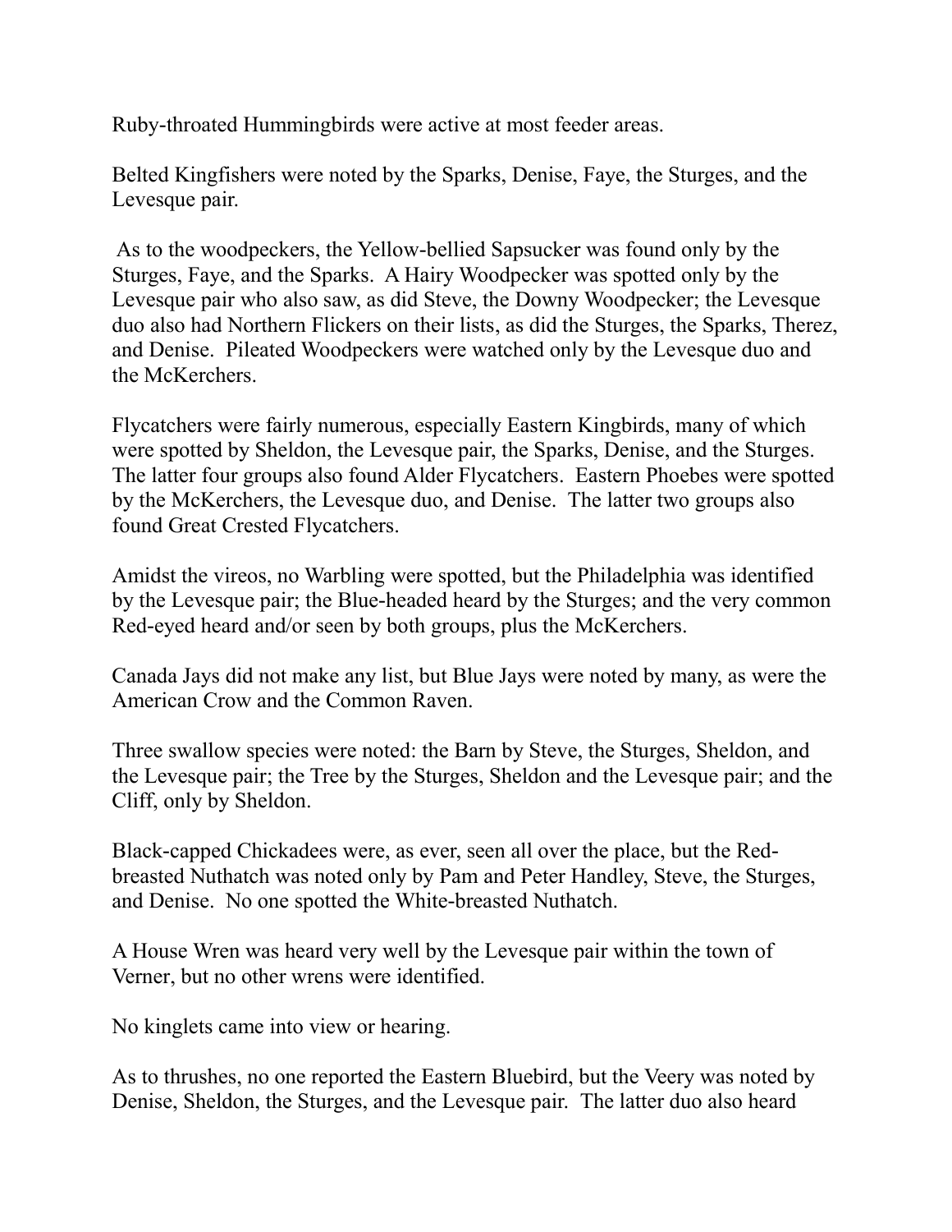Ruby-throated Hummingbirds were active at most feeder areas.

Belted Kingfishers were noted by the Sparks, Denise, Faye, the Sturges, and the Levesque pair.

As to the woodpeckers, the Yellow-bellied Sapsucker was found only by the Sturges, Faye, and the Sparks. A Hairy Woodpecker was spotted only by the Levesque pair who also saw, as did Steve, the Downy Woodpecker; the Levesque duo also had Northern Flickers on their lists, as did the Sturges, the Sparks, Therez, and Denise. Pileated Woodpeckers were watched only by the Levesque duo and the McKerchers.

Flycatchers were fairly numerous, especially Eastern Kingbirds, many of which were spotted by Sheldon, the Levesque pair, the Sparks, Denise, and the Sturges. The latter four groups also found Alder Flycatchers. Eastern Phoebes were spotted by the McKerchers, the Levesque duo, and Denise. The latter two groups also found Great Crested Flycatchers.

Amidst the vireos, no Warbling were spotted, but the Philadelphia was identified by the Levesque pair; the Blue-headed heard by the Sturges; and the very common Red-eyed heard and/or seen by both groups, plus the McKerchers.

Canada Jays did not make any list, but Blue Jays were noted by many, as were the American Crow and the Common Raven.

Three swallow species were noted: the Barn by Steve, the Sturges, Sheldon, and the Levesque pair; the Tree by the Sturges, Sheldon and the Levesque pair; and the Cliff, only by Sheldon.

Black-capped Chickadees were, as ever, seen all over the place, but the Red-breasted Nuthatch was noted only by Pam and Peter Handley, Steve, the Sturges, and Denise. No one spotted the White-breasted Nuthatch.

A House Wren was heard very well by the Levesque pair within the town of Verner, but no other wrens were identified.

No kinglets came into view or hearing.

As to thrushes, no one reported the Eastern Bluebird, but the Veery was noted by Denise, Sheldon, the Sturges, and the Levesque pair. The latter duo also heard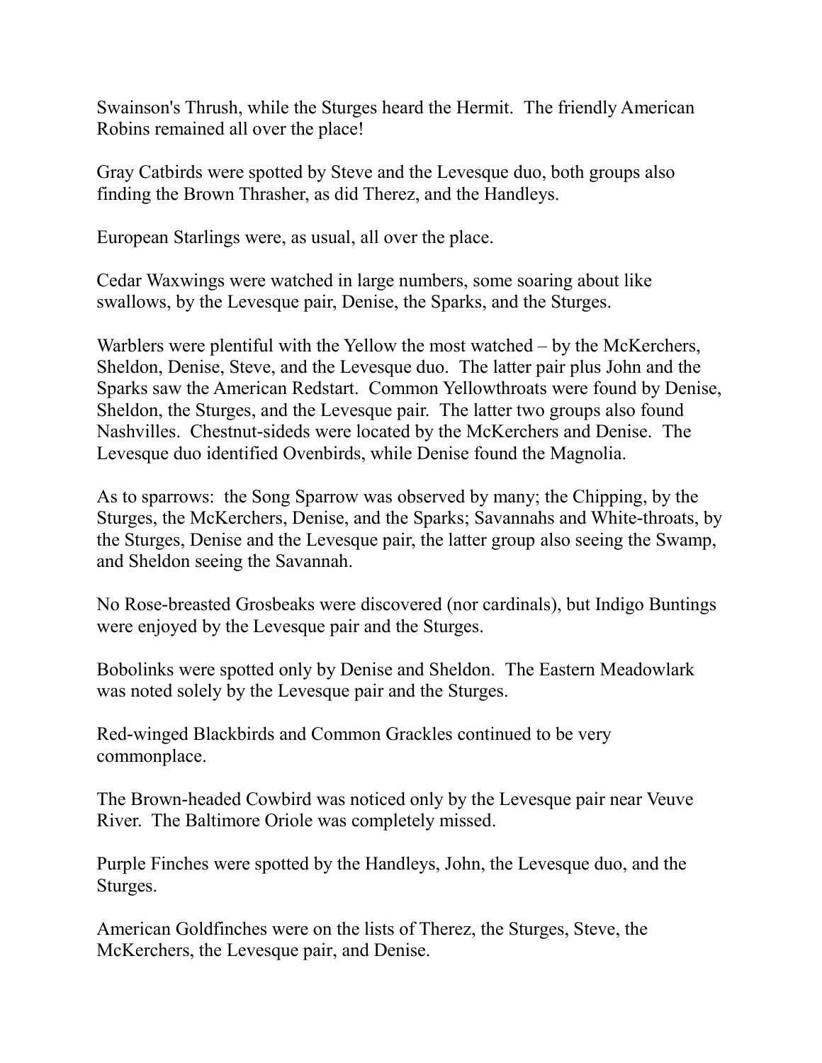Swainson's Thrush, while the Sturges heard the Hermit. The friendly American Robins remained all over the place!

Gray Catbirds were spotted by Steve and the Levesque duo, both groups also finding the Brown Thrasher, as did Therez, and the Handleys.

European Starlings were, as usual, all over the place.

Cedar Waxwings were watched in large numbers, some soaring about like swallows, by the Levesque pair, Denise, the Sparks, and the Sturges.

Warblers were plentiful with the Yellow the most watched – by the McKerchers, Sheldon, Denise, Steve, and the Levesque duo. The latter pair plus John and the Sparks saw the American Redstart. Common Yellowthroats were found by Denise, Sheldon, the Sturges, and the Levesque pair. The latter two groups also found Nashvilles. Chestnut-sideds were located by the McKerchers and Denise. The Levesque duo identified Ovenbirds, while Denise found the Magnolia.

As to sparrows: the Song Sparrow was observed by many; the Chipping, by the Sturges, the McKerchers, Denise, and the Sparks; Savannahs and White-throats, by the Sturges, Denise and the Levesque pair, the latter group also seeing the Swamp, and Sheldon seeing the Savannah.

No Rose-breasted Grosbeaks were discovered (nor cardinals), but Indigo Buntings were enjoyed by the Levesque pair and the Sturges.

Bobolinks were spotted only by Denise and Sheldon. The Eastern Meadowlark was noted solely by the Levesque pair and the Sturges.

Red-winged Blackbirds and Common Grackles continued to be very commonplace.

The Brown-headed Cowbird was noticed only by the Levesque pair near Veuve River. The Baltimore Oriole was completely missed.

Purple Finches were spotted by the Handleys, John, the Levesque duo, and the Sturges.

American Goldfinches were on the lists of Therez, the Sturges, Steve, the McKerchers, the Levesque pair, and Denise.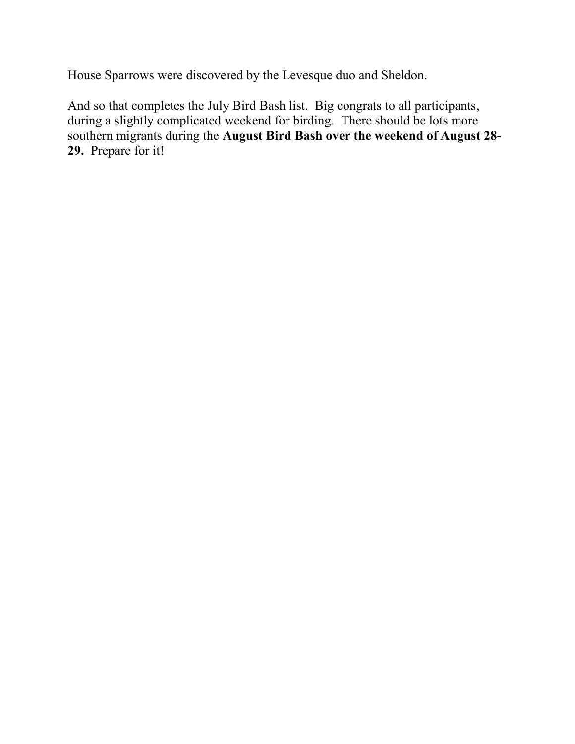House Sparrows were discovered by the Levesque duo and Sheldon.

And so that completes the July Bird Bash list. Big congrats to all participants, during a slightly complicated weekend for birding. There should be lots more southern migrants during the **August Bird Bash over the weekend of August 28-29.** Prepare for it!